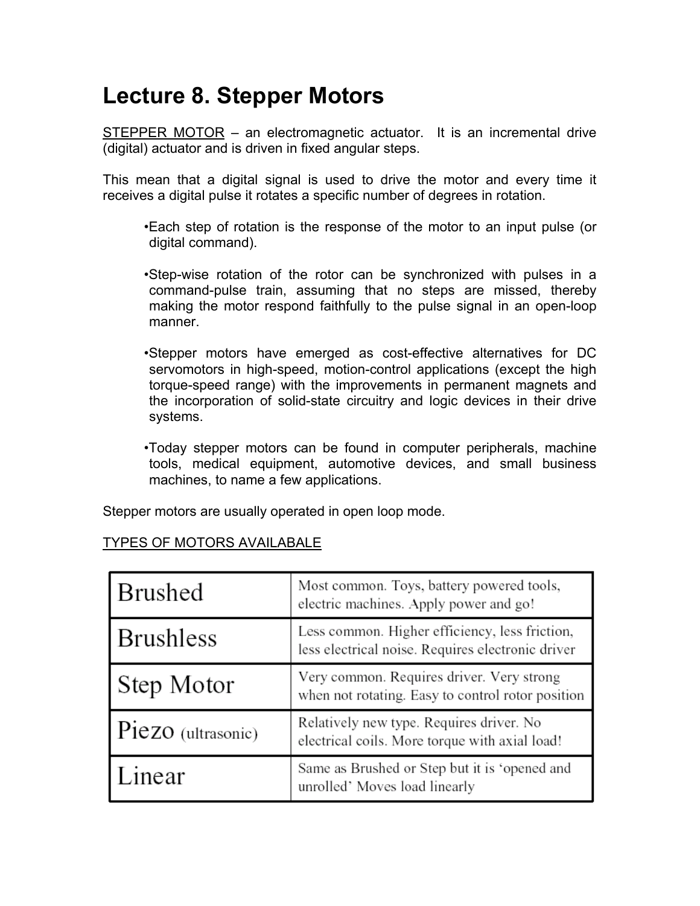# Lecture 8. Stepper Motors

<u>STEPPER MOTOR</u> – an electromagnetic actuator. It is an incremental drive (digital) actuator and is driven in fixed angular steps.

This mean that a digital signal is used to drive the motor and every time it receives a digital pulse it rotates a specific number of degrees in rotation.

- Each step of rotation is the response of the motor to an input pulse (or digital command).
- Step-wise rotation of the rotor can be synchronized with pulses in a command-pulse train, assuming that no steps are missed, thereby making the motor respond faithfully to the pulse signal in an open-loop manner.
- Stepper motors have emerged as cost-effective alternatives for DC servomotors in high-speed, motion-control applications (except the high torque-speed range) with the improvements in permanent magnets and the incorporation of solid-state circuitry and logic devices in their drive systems.
- Today stepper motors can be found in computer peripherals, machine tools, medical equipment, automotive devices, and small business machines, to name a few applications.

Stepper motors are usually operated in open loop mode.

<u>TYPES OF MOTORS AVAILABALE</u>

| Type | Description |
|---|---|
| Brushed | Most common. Toys, battery powered tools, electric machines. Apply power and go! |
| Brushless | Less common. Higher efficiency, less friction, less electrical noise. Requires electronic driver |
| Step Motor | Very common. Requires driver. Very strong when not rotating. Easy to control rotor position |
| Piezo (ultrasonic) | Relatively new type. Requires driver. No electrical coils. More torque with axial load! |
| Linear | Same as Brushed or Step but it is 'opened and unrolled' Moves load linearly |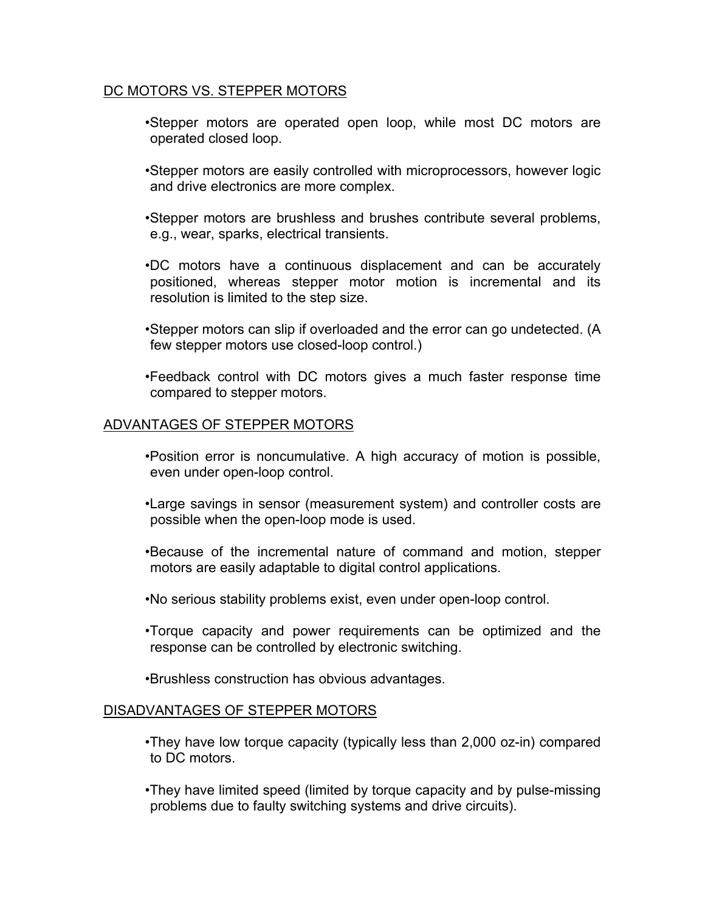## DC MOTORS VS. STEPPER MOTORS

- Stepper motors are operated open loop, while most DC motors are operated closed loop.
- Stepper motors are easily controlled with microprocessors, however logic and drive electronics are more complex.
- Stepper motors are brushless and brushes contribute several problems, e.g., wear, sparks, electrical transients.
- DC motors have a continuous displacement and can be accurately positioned, whereas stepper motor motion is incremental and its resolution is limited to the step size.
- Stepper motors can slip if overloaded and the error can go undetected. (A few stepper motors use closed-loop control.)
- Feedback control with DC motors gives a much faster response time compared to stepper motors.

## ADVANTAGES OF STEPPER MOTORS

- Position error is noncumulative. A high accuracy of motion is possible, even under open-loop control.
- Large savings in sensor (measurement system) and controller costs are possible when the open-loop mode is used.
- Because of the incremental nature of command and motion, stepper motors are easily adaptable to digital control applications.
- No serious stability problems exist, even under open-loop control.
- Torque capacity and power requirements can be optimized and the response can be controlled by electronic switching.
- Brushless construction has obvious advantages.

## DISADVANTAGES OF STEPPER MOTORS

- They have low torque capacity (typically less than 2,000 oz-in) compared to DC motors.
- They have limited speed (limited by torque capacity and by pulse-missing problems due to faulty switching systems and drive circuits).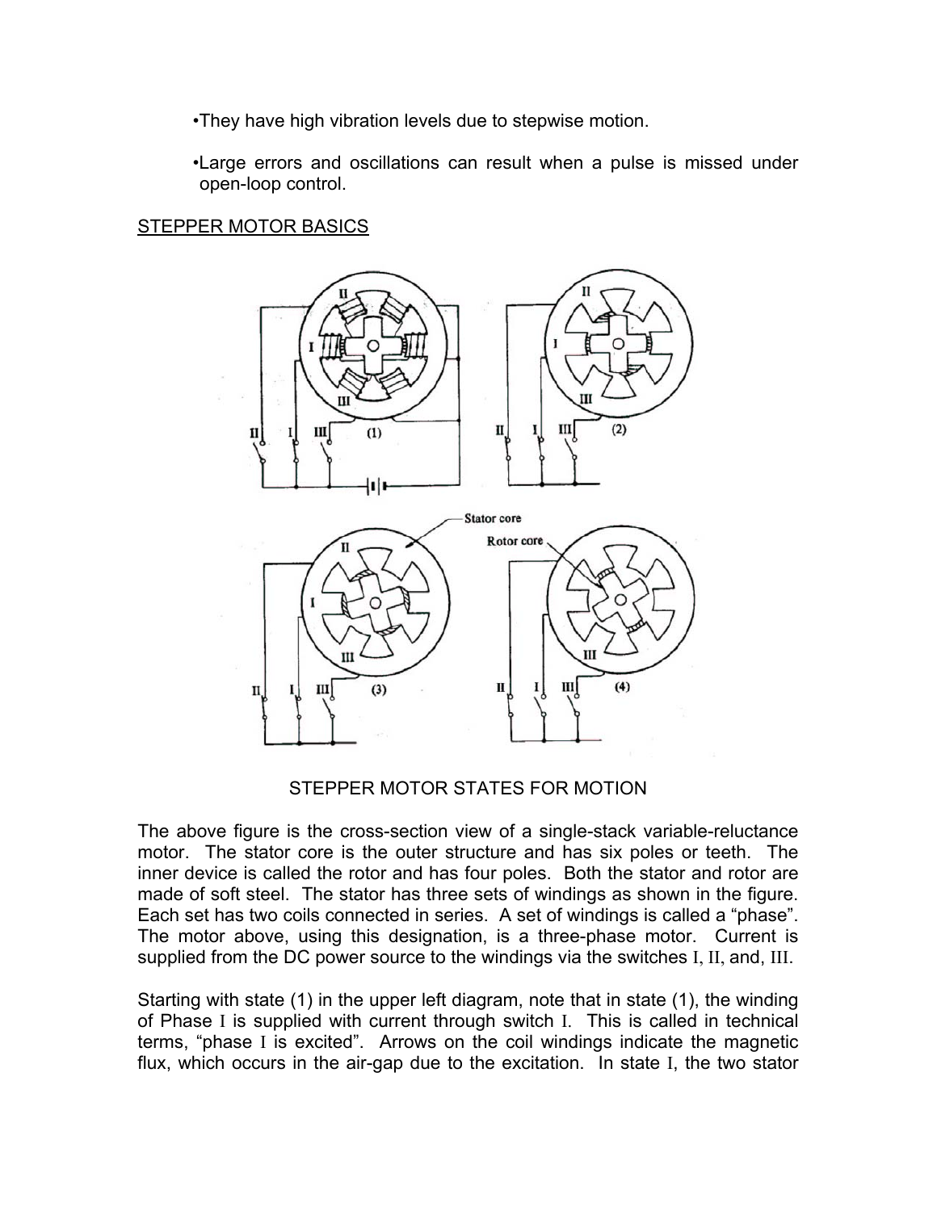- They have high vibration levels due to stepwise motion.

- Large errors and oscillations can result when a pulse is missed under open-loop control.

STEPPER MOTOR BASICS

STEPPER MOTOR STATES FOR MOTION

The above figure is the cross-section view of a single-stack variable-reluctance motor. The stator core is the outer structure and has six poles or teeth. The inner device is called the rotor and has four poles. Both the stator and rotor are made of soft steel. The stator has three sets of windings as shown in the figure. Each set has two coils connected in series. A set of windings is called a "phase". The motor above, using this designation, is a three-phase motor. Current is supplied from the DC power source to the windings via the switches I, II, and, III.

Starting with state (1) in the upper left diagram, note that in state (1), the winding of Phase I is supplied with current through switch I. This is called in technical terms, "phase I is excited". Arrows on the coil windings indicate the magnetic flux, which occurs in the air-gap due to the excitation. In state I, the two stator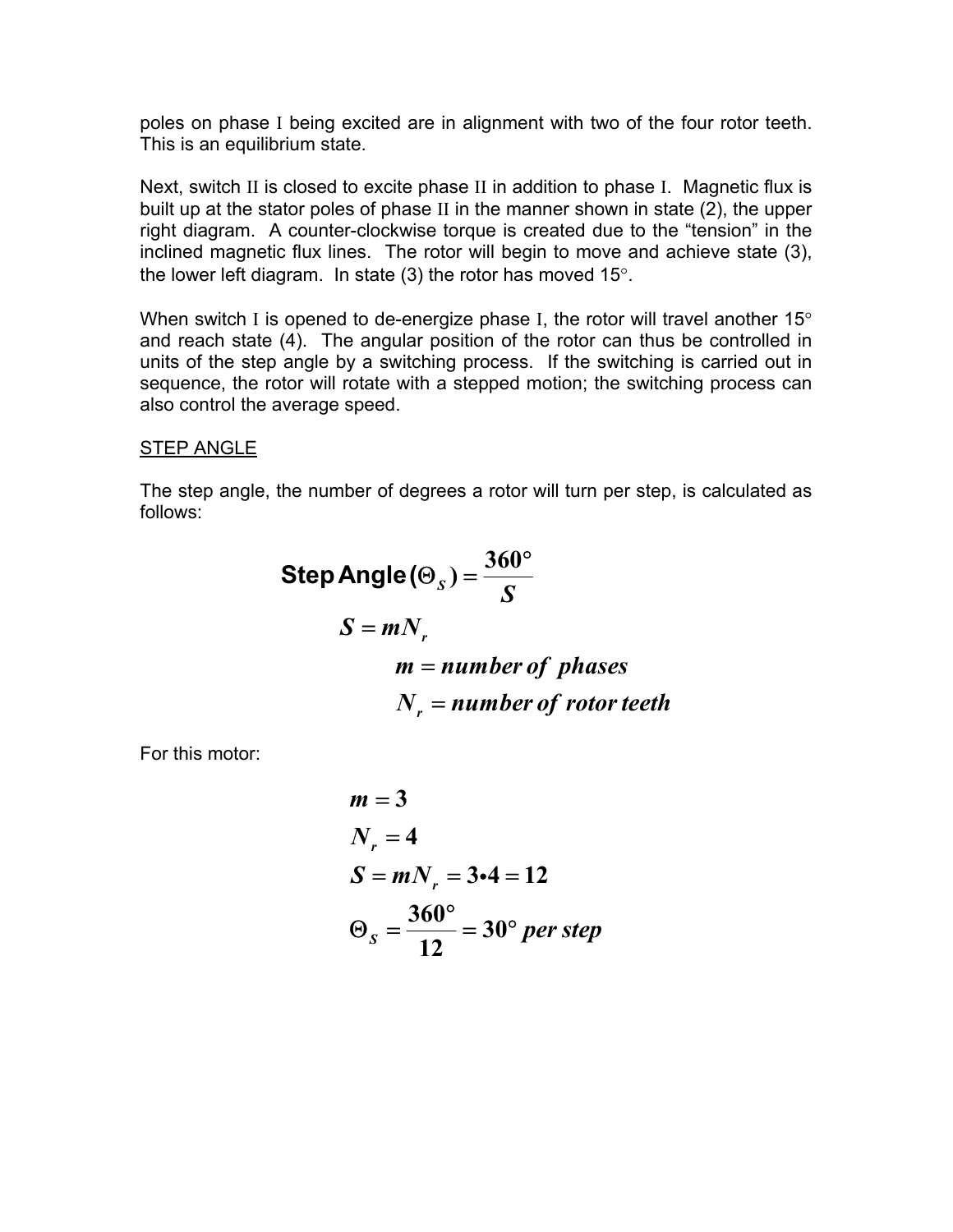poles on phase I being excited are in alignment with two of the four rotor teeth. This is an equilibrium state.

Next, switch II is closed to excite phase II in addition to phase I. Magnetic flux is built up at the stator poles of phase II in the manner shown in state (2), the upper right diagram. A counter-clockwise torque is created due to the "tension" in the inclined magnetic flux lines. The rotor will begin to move and achieve state (3), the lower left diagram. In state (3) the rotor has moved 15°.

When switch I is opened to de-energize phase I, the rotor will travel another 15° and reach state (4). The angular position of the rotor can thus be controlled in units of the step angle by a switching process. If the switching is carried out in sequence, the rotor will rotate with a stepped motion; the switching process can also control the average speed.

STEP ANGLE

The step angle, the number of degrees a rotor will turn per step, is calculated as follows:

$$\textbf{Step Angle}\,(\Theta_S) = \frac{360^\circ}{S}$$

$$S = mN_r$$

$$m = \textit{number of phases}$$

$$N_r = \textit{number of rotor teeth}$$

For this motor:

$$m = 3$$

$$N_r = 4$$

$$S = mN_r = 3 \cdot 4 = 12$$

$$\Theta_S = \frac{360^\circ}{12} = 30^\circ \textit{ per step}$$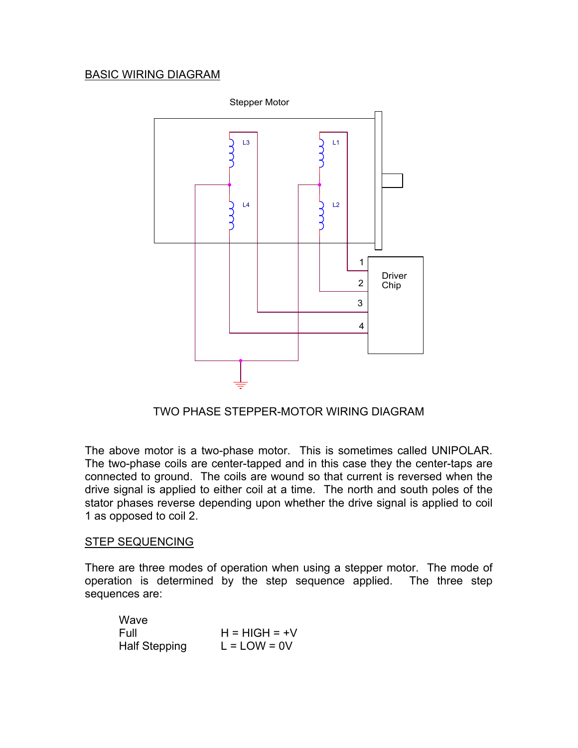## BASIC WIRING DIAGRAM

TWO PHASE STEPPER-MOTOR WIRING DIAGRAM

The above motor is a two-phase motor. This is sometimes called UNIPOLAR. The two-phase coils are center-tapped and in this case they the center-taps are connected to ground. The coils are wound so that current is reversed when the drive signal is applied to either coil at a time. The north and south poles of the stator phases reverse depending upon whether the drive signal is applied to coil 1 as opposed to coil 2.

## STEP SEQUENCING

There are three modes of operation when using a stepper motor. The mode of operation is determined by the step sequence applied. The three step sequences are:

| | |
|---|---|
| Wave | |
| Full | H = HIGH = +V |
| Half Stepping | L = LOW = 0V |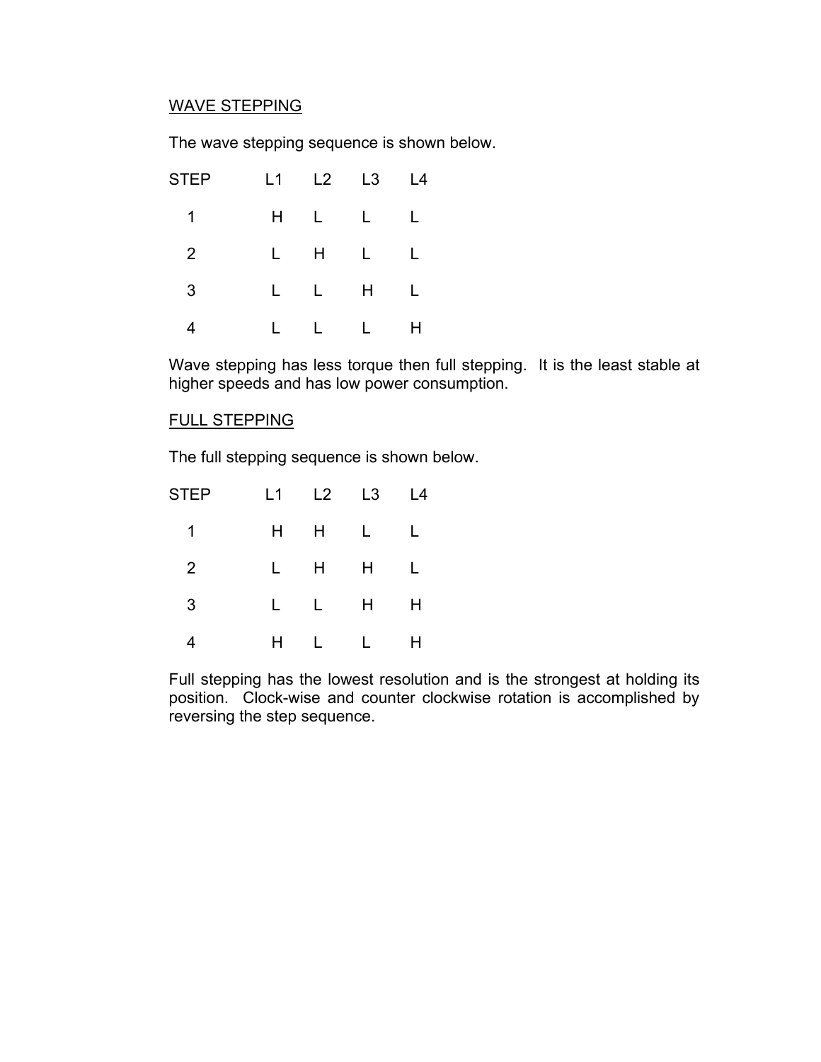## WAVE STEPPING

The wave stepping sequence is shown below.

| STEP | L1 | L2 | L3 | L4 |
|---|---|---|---|---|
| 1 | H | L | L | L |
| 2 | L | H | L | L |
| 3 | L | L | H | L |
| 4 | L | L | L | H |

Wave stepping has less torque then full stepping. It is the least stable at higher speeds and has low power consumption.

## FULL STEPPING

The full stepping sequence is shown below.

| STEP | L1 | L2 | L3 | L4 |
|---|---|---|---|---|
| 1 | H | H | L | L |
| 2 | L | H | H | L |
| 3 | L | L | H | H |
| 4 | H | L | L | H |

Full stepping has the lowest resolution and is the strongest at holding its position. Clock-wise and counter clockwise rotation is accomplished by reversing the step sequence.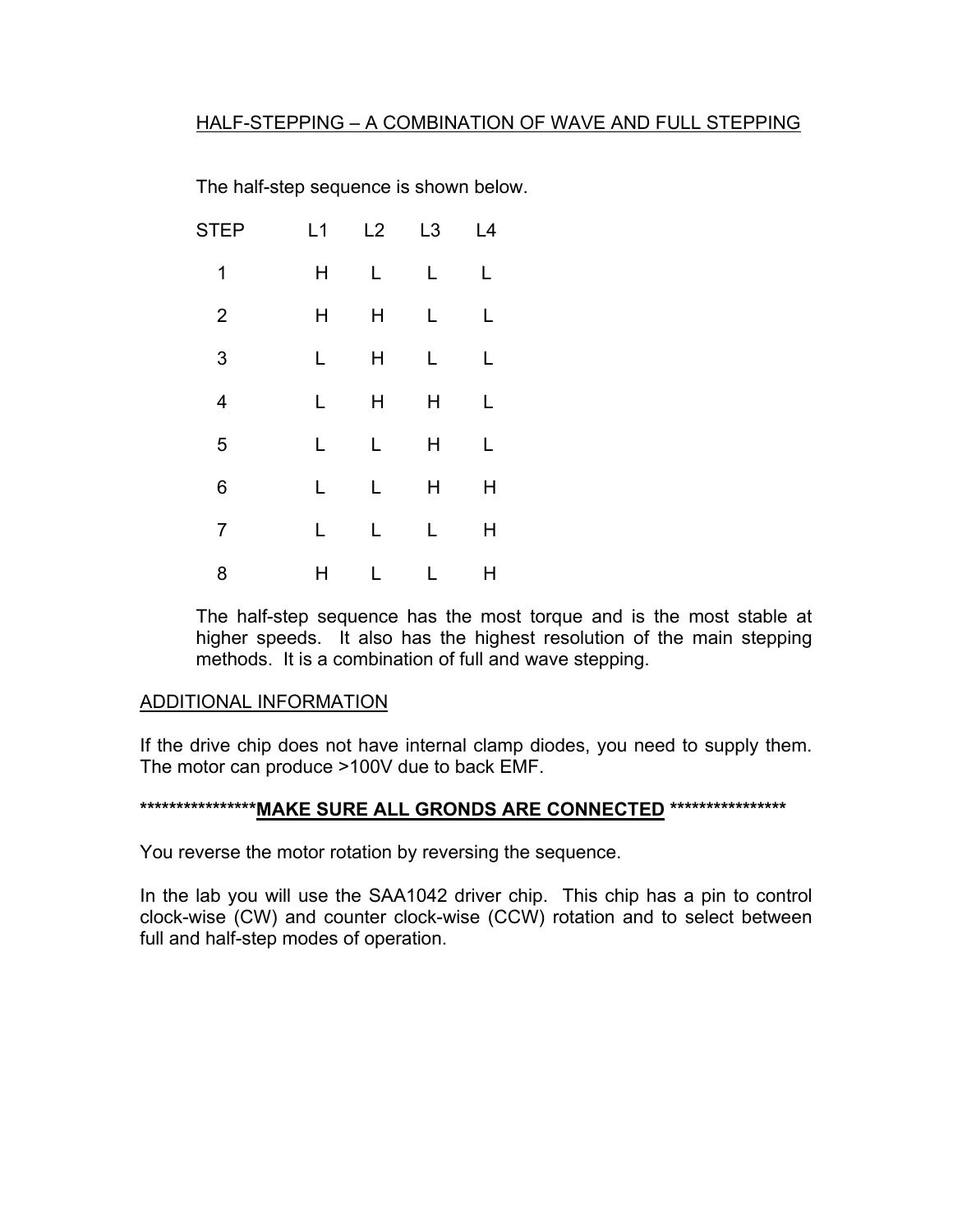## HALF-STEPPING – A COMBINATION OF WAVE AND FULL STEPPING

The half-step sequence is shown below.

| STEP | L1 | L2 | L3 | L4 |
|---|---|---|---|---|
| 1 | H | L | L | L |
| 2 | H | H | L | L |
| 3 | L | H | L | L |
| 4 | L | H | H | L |
| 5 | L | L | H | L |
| 6 | L | L | H | H |
| 7 | L | L | L | H |
| 8 | H | L | L | H |

The half-step sequence has the most torque and is the most stable at higher speeds. It also has the highest resolution of the main stepping methods. It is a combination of full and wave stepping.

## ADDITIONAL INFORMATION

If the drive chip does not have internal clamp diodes, you need to supply them. The motor can produce >100V due to back EMF.

****************<u>**MAKE SURE ALL GRONDS ARE CONNECTED**</u> ****************

You reverse the motor rotation by reversing the sequence.

In the lab you will use the SAA1042 driver chip. This chip has a pin to control clock-wise (CW) and counter clock-wise (CCW) rotation and to select between full and half-step modes of operation.